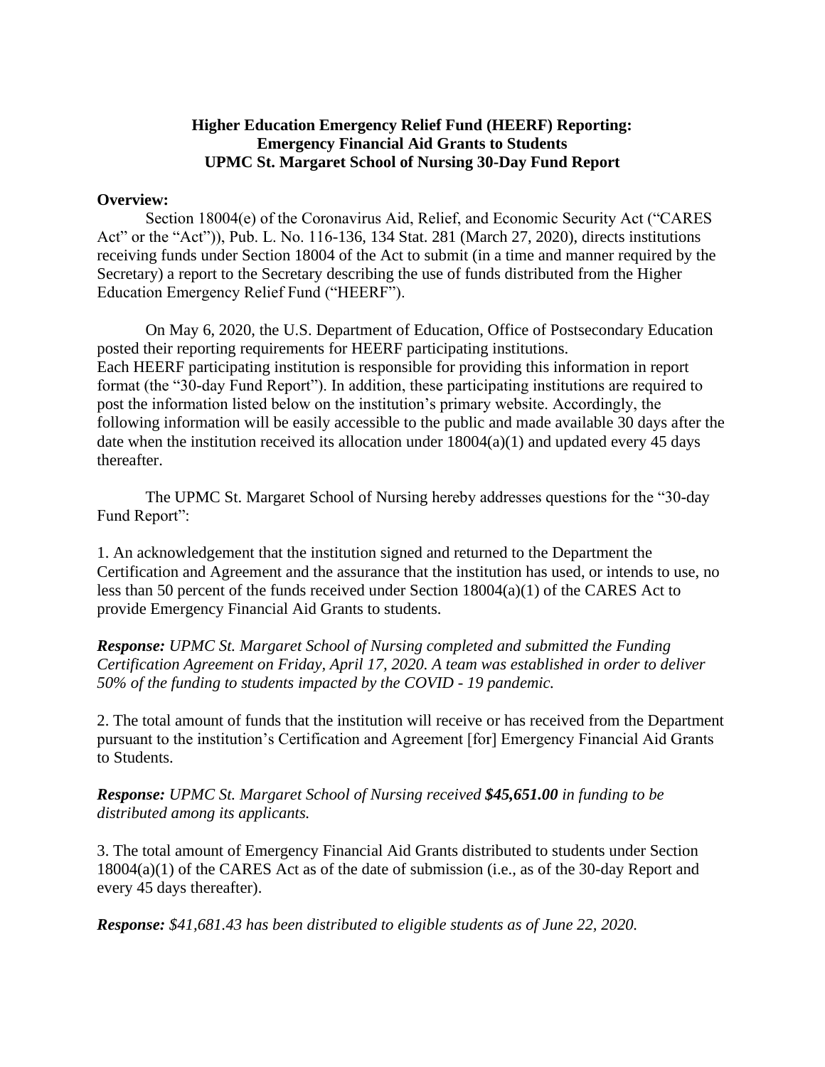**Higher Education Emergency Relief Fund (HEERF) Reporting:**
**Emergency Financial Aid Grants to Students**
**UPMC St. Margaret School of Nursing 30-Day Fund Report**

**Overview:**

Section 18004(e) of the Coronavirus Aid, Relief, and Economic Security Act ("CARES Act" or the "Act")), Pub. L. No. 116-136, 134 Stat. 281 (March 27, 2020), directs institutions receiving funds under Section 18004 of the Act to submit (in a time and manner required by the Secretary) a report to the Secretary describing the use of funds distributed from the Higher Education Emergency Relief Fund ("HEERF").

On May 6, 2020, the U.S. Department of Education, Office of Postsecondary Education posted their reporting requirements for HEERF participating institutions.
Each HEERF participating institution is responsible for providing this information in report format (the "30-day Fund Report"). In addition, these participating institutions are required to post the information listed below on the institution's primary website. Accordingly, the following information will be easily accessible to the public and made available 30 days after the date when the institution received its allocation under 18004(a)(1) and updated every 45 days thereafter.

The UPMC St. Margaret School of Nursing hereby addresses questions for the "30-day Fund Report":

1. An acknowledgement that the institution signed and returned to the Department the Certification and Agreement and the assurance that the institution has used, or intends to use, no less than 50 percent of the funds received under Section 18004(a)(1) of the CARES Act to provide Emergency Financial Aid Grants to students.

***Response:*** *UPMC St. Margaret School of Nursing completed and submitted the Funding Certification Agreement on Friday, April 17, 2020. A team was established in order to deliver 50% of the funding to students impacted by the COVID - 19 pandemic.*

2. The total amount of funds that the institution will receive or has received from the Department pursuant to the institution's Certification and Agreement [for] Emergency Financial Aid Grants to Students.

***Response:*** *UPMC St. Margaret School of Nursing received **$45,651.00** in funding to be distributed among its applicants.*

3. The total amount of Emergency Financial Aid Grants distributed to students under Section 18004(a)(1) of the CARES Act as of the date of submission (i.e., as of the 30-day Report and every 45 days thereafter).

***Response:*** *$41,681.43 has been distributed to eligible students as of June 22, 2020.*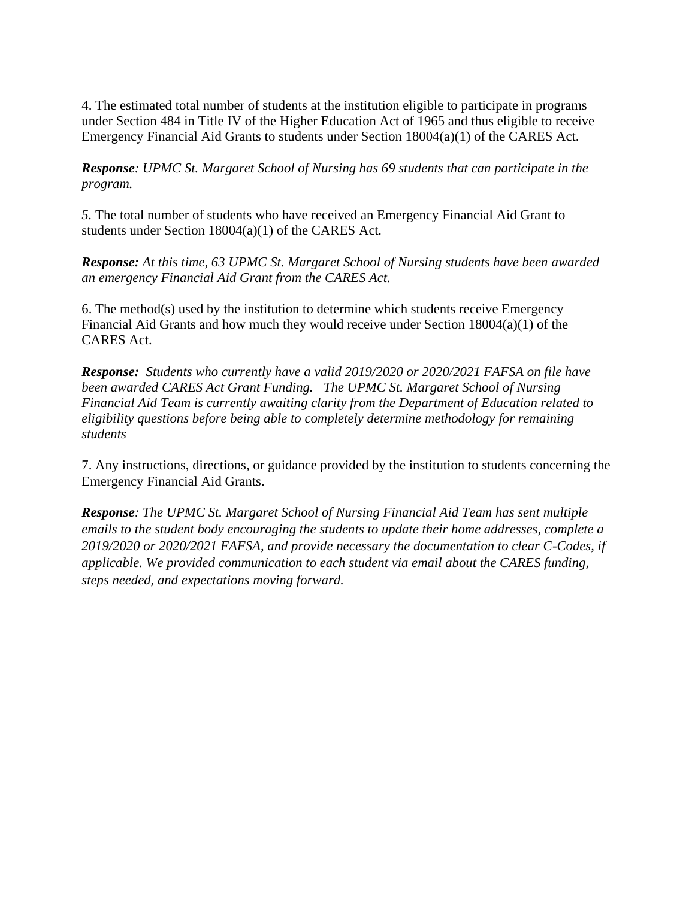4. The estimated total number of students at the institution eligible to participate in programs under Section 484 in Title IV of the Higher Education Act of 1965 and thus eligible to receive Emergency Financial Aid Grants to students under Section 18004(a)(1) of the CARES Act.

***Response****: UPMC St. Margaret School of Nursing has 69 students that can participate in the program.*

*5.* The total number of students who have received an Emergency Financial Aid Grant to students under Section 18004(a)(1) of the CARES Act*.*

***Response:*** *At this time, 63 UPMC St. Margaret School of Nursing students have been awarded an emergency Financial Aid Grant from the CARES Act.*

6. The method(s) used by the institution to determine which students receive Emergency Financial Aid Grants and how much they would receive under Section 18004(a)(1) of the CARES Act.

***Response:*** *Students who currently have a valid 2019/2020 or 2020/2021 FAFSA on file have been awarded CARES Act Grant Funding. The UPMC St. Margaret School of Nursing Financial Aid Team is currently awaiting clarity from the Department of Education related to eligibility questions before being able to completely determine methodology for remaining students*

7. Any instructions, directions, or guidance provided by the institution to students concerning the Emergency Financial Aid Grants.

***Response****: The UPMC St. Margaret School of Nursing Financial Aid Team has sent multiple emails to the student body encouraging the students to update their home addresses, complete a 2019/2020 or 2020/2021 FAFSA, and provide necessary the documentation to clear C-Codes, if applicable. We provided communication to each student via email about the CARES funding, steps needed, and expectations moving forward.*